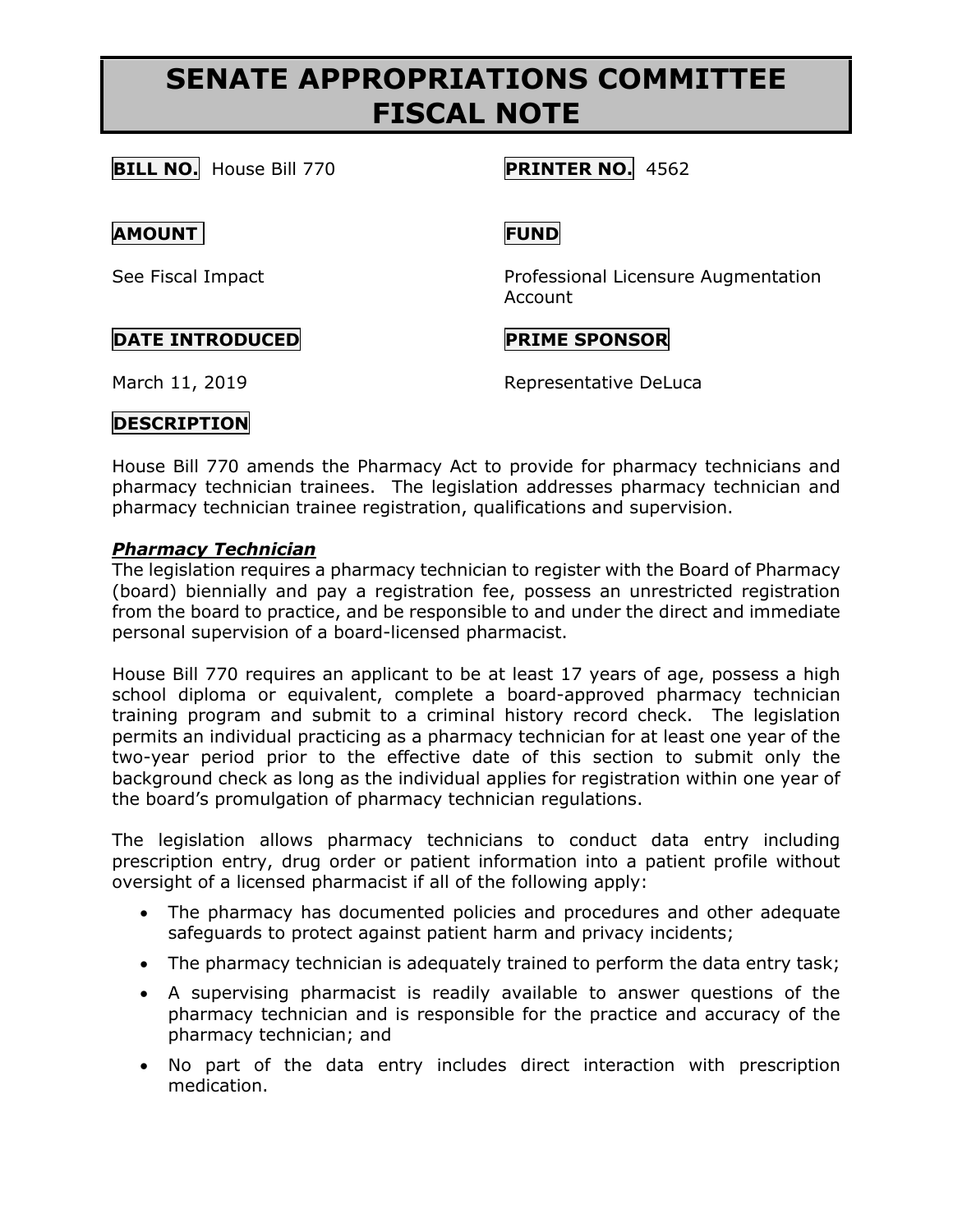# SENATE APPROPRIATIONS COMMITTEE FISCAL NOTE

**BILL NO.** House Bill 770

**PRINTER NO.** 4562

**AMOUNT**

See Fiscal Impact

**FUND**

Professional Licensure Augmentation Account

**DATE INTRODUCED**

March 11, 2019

**PRIME SPONSOR**

Representative DeLuca

**DESCRIPTION**

House Bill 770 amends the Pharmacy Act to provide for pharmacy technicians and pharmacy technician trainees. The legislation addresses pharmacy technician and pharmacy technician trainee registration, qualifications and supervision.

***Pharmacy Technician***

The legislation requires a pharmacy technician to register with the Board of Pharmacy (board) biennially and pay a registration fee, possess an unrestricted registration from the board to practice, and be responsible to and under the direct and immediate personal supervision of a board-licensed pharmacist.

House Bill 770 requires an applicant to be at least 17 years of age, possess a high school diploma or equivalent, complete a board-approved pharmacy technician training program and submit to a criminal history record check. The legislation permits an individual practicing as a pharmacy technician for at least one year of the two-year period prior to the effective date of this section to submit only the background check as long as the individual applies for registration within one year of the board's promulgation of pharmacy technician regulations.

The legislation allows pharmacy technicians to conduct data entry including prescription entry, drug order or patient information into a patient profile without oversight of a licensed pharmacist if all of the following apply:

- The pharmacy has documented policies and procedures and other adequate safeguards to protect against patient harm and privacy incidents;
- The pharmacy technician is adequately trained to perform the data entry task;
- A supervising pharmacist is readily available to answer questions of the pharmacy technician and is responsible for the practice and accuracy of the pharmacy technician; and
- No part of the data entry includes direct interaction with prescription medication.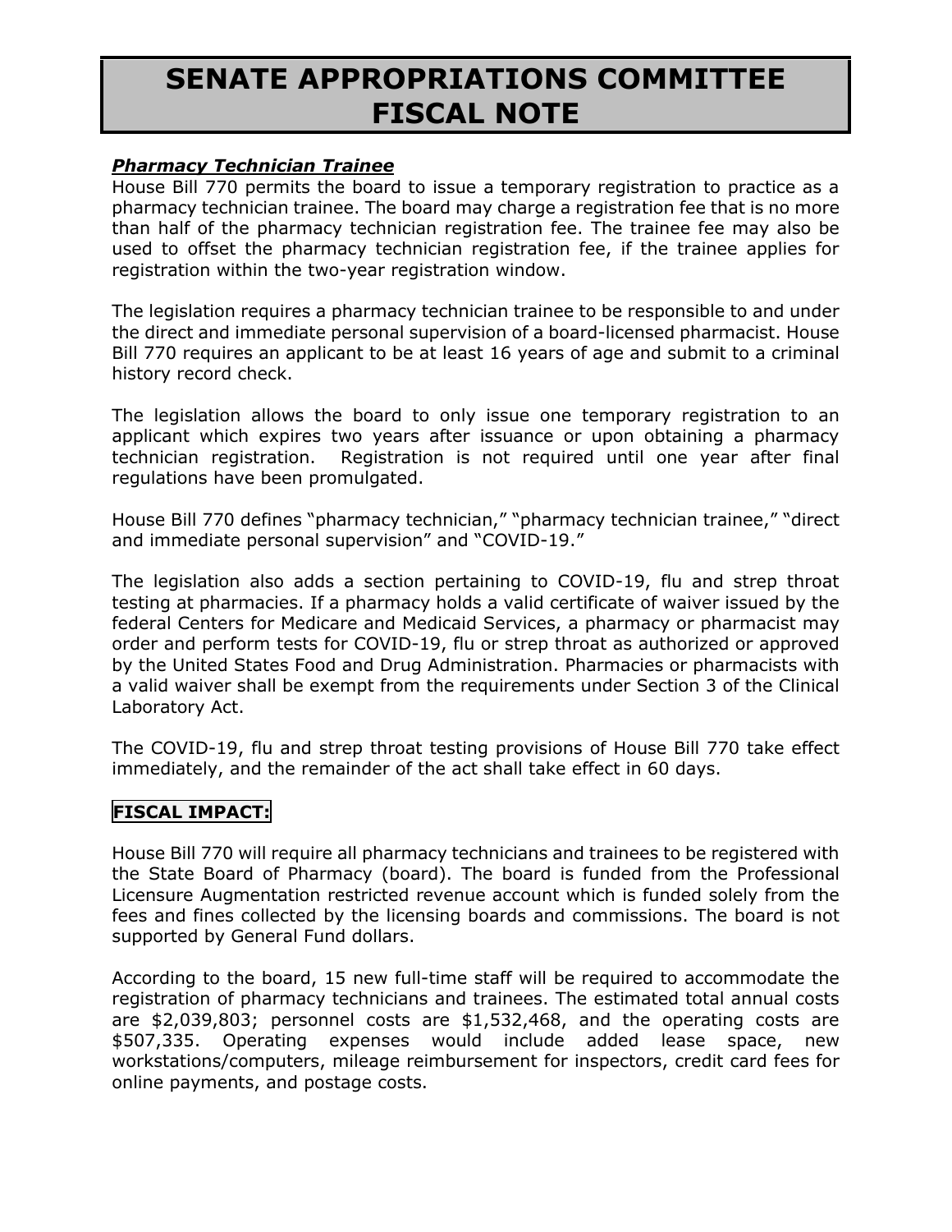# SENATE APPROPRIATIONS COMMITTEE FISCAL NOTE

***Pharmacy Technician Trainee***

House Bill 770 permits the board to issue a temporary registration to practice as a pharmacy technician trainee. The board may charge a registration fee that is no more than half of the pharmacy technician registration fee. The trainee fee may also be used to offset the pharmacy technician registration fee, if the trainee applies for registration within the two-year registration window.

The legislation requires a pharmacy technician trainee to be responsible to and under the direct and immediate personal supervision of a board-licensed pharmacist. House Bill 770 requires an applicant to be at least 16 years of age and submit to a criminal history record check.

The legislation allows the board to only issue one temporary registration to an applicant which expires two years after issuance or upon obtaining a pharmacy technician registration. Registration is not required until one year after final regulations have been promulgated.

House Bill 770 defines "pharmacy technician," "pharmacy technician trainee," "direct and immediate personal supervision" and "COVID-19."

The legislation also adds a section pertaining to COVID-19, flu and strep throat testing at pharmacies. If a pharmacy holds a valid certificate of waiver issued by the federal Centers for Medicare and Medicaid Services, a pharmacy or pharmacist may order and perform tests for COVID-19, flu or strep throat as authorized or approved by the United States Food and Drug Administration. Pharmacies or pharmacists with a valid waiver shall be exempt from the requirements under Section 3 of the Clinical Laboratory Act.

The COVID-19, flu and strep throat testing provisions of House Bill 770 take effect immediately, and the remainder of the act shall take effect in 60 days.

**FISCAL IMPACT:**

House Bill 770 will require all pharmacy technicians and trainees to be registered with the State Board of Pharmacy (board). The board is funded from the Professional Licensure Augmentation restricted revenue account which is funded solely from the fees and fines collected by the licensing boards and commissions. The board is not supported by General Fund dollars.

According to the board, 15 new full-time staff will be required to accommodate the registration of pharmacy technicians and trainees. The estimated total annual costs are $2,039,803; personnel costs are $1,532,468, and the operating costs are $507,335. Operating expenses would include added lease space, new workstations/computers, mileage reimbursement for inspectors, credit card fees for online payments, and postage costs.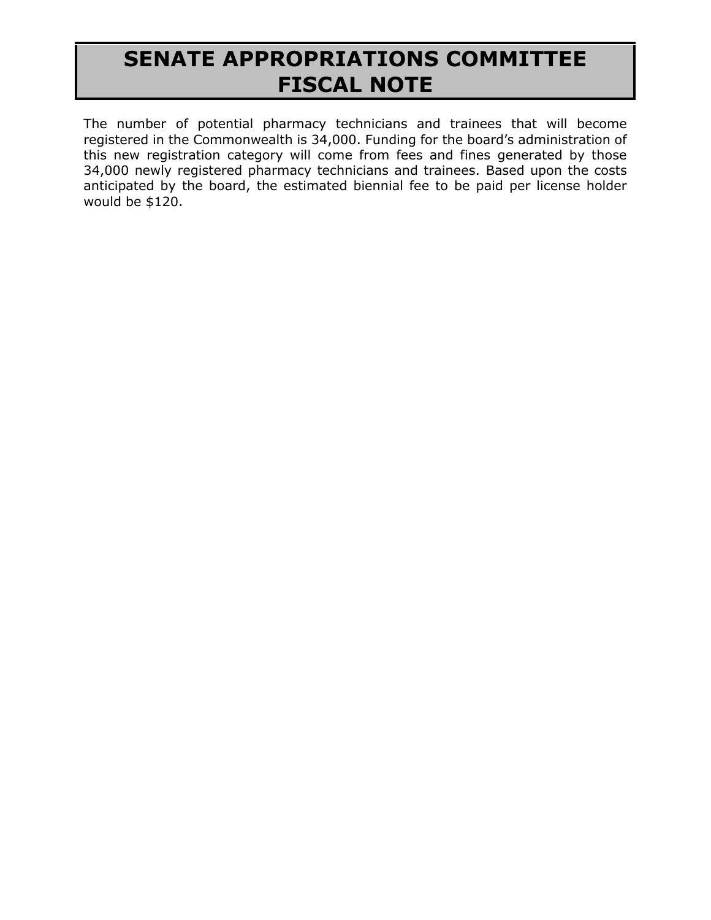# SENATE APPROPRIATIONS COMMITTEE FISCAL NOTE

The number of potential pharmacy technicians and trainees that will become registered in the Commonwealth is 34,000. Funding for the board's administration of this new registration category will come from fees and fines generated by those 34,000 newly registered pharmacy technicians and trainees. Based upon the costs anticipated by the board, the estimated biennial fee to be paid per license holder would be $120.